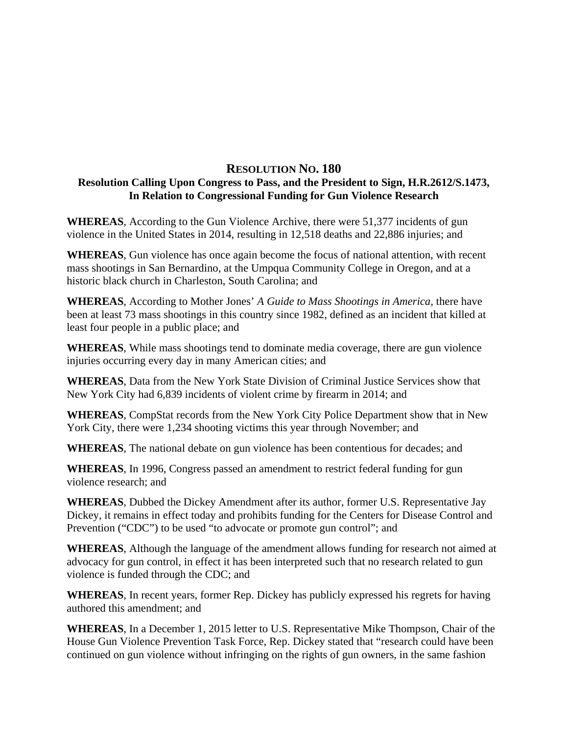# RESOLUTION NO. 180

### Resolution Calling Upon Congress to Pass, and the President to Sign, H.R.2612/S.1473, In Relation to Congressional Funding for Gun Violence Research

**WHEREAS**, According to the Gun Violence Archive, there were 51,377 incidents of gun violence in the United States in 2014, resulting in 12,518 deaths and 22,886 injuries; and

**WHEREAS**, Gun violence has once again become the focus of national attention, with recent mass shootings in San Bernardino, at the Umpqua Community College in Oregon, and at a historic black church in Charleston, South Carolina; and

**WHEREAS**, According to Mother Jones' *A Guide to Mass Shootings in America*, there have been at least 73 mass shootings in this country since 1982, defined as an incident that killed at least four people in a public place; and

**WHEREAS**, While mass shootings tend to dominate media coverage, there are gun violence injuries occurring every day in many American cities; and

**WHEREAS**, Data from the New York State Division of Criminal Justice Services show that New York City had 6,839 incidents of violent crime by firearm in 2014; and

**WHEREAS**, CompStat records from the New York City Police Department show that in New York City, there were 1,234 shooting victims this year through November; and

**WHEREAS**, The national debate on gun violence has been contentious for decades; and

**WHEREAS**, In 1996, Congress passed an amendment to restrict federal funding for gun violence research; and

**WHEREAS**, Dubbed the Dickey Amendment after its author, former U.S. Representative Jay Dickey, it remains in effect today and prohibits funding for the Centers for Disease Control and Prevention ("CDC") to be used "to advocate or promote gun control"; and

**WHEREAS**, Although the language of the amendment allows funding for research not aimed at advocacy for gun control, in effect it has been interpreted such that no research related to gun violence is funded through the CDC; and

**WHEREAS**, In recent years, former Rep. Dickey has publicly expressed his regrets for having authored this amendment; and

**WHEREAS**, In a December 1, 2015 letter to U.S. Representative Mike Thompson, Chair of the House Gun Violence Prevention Task Force, Rep. Dickey stated that "research could have been continued on gun violence without infringing on the rights of gun owners, in the same fashion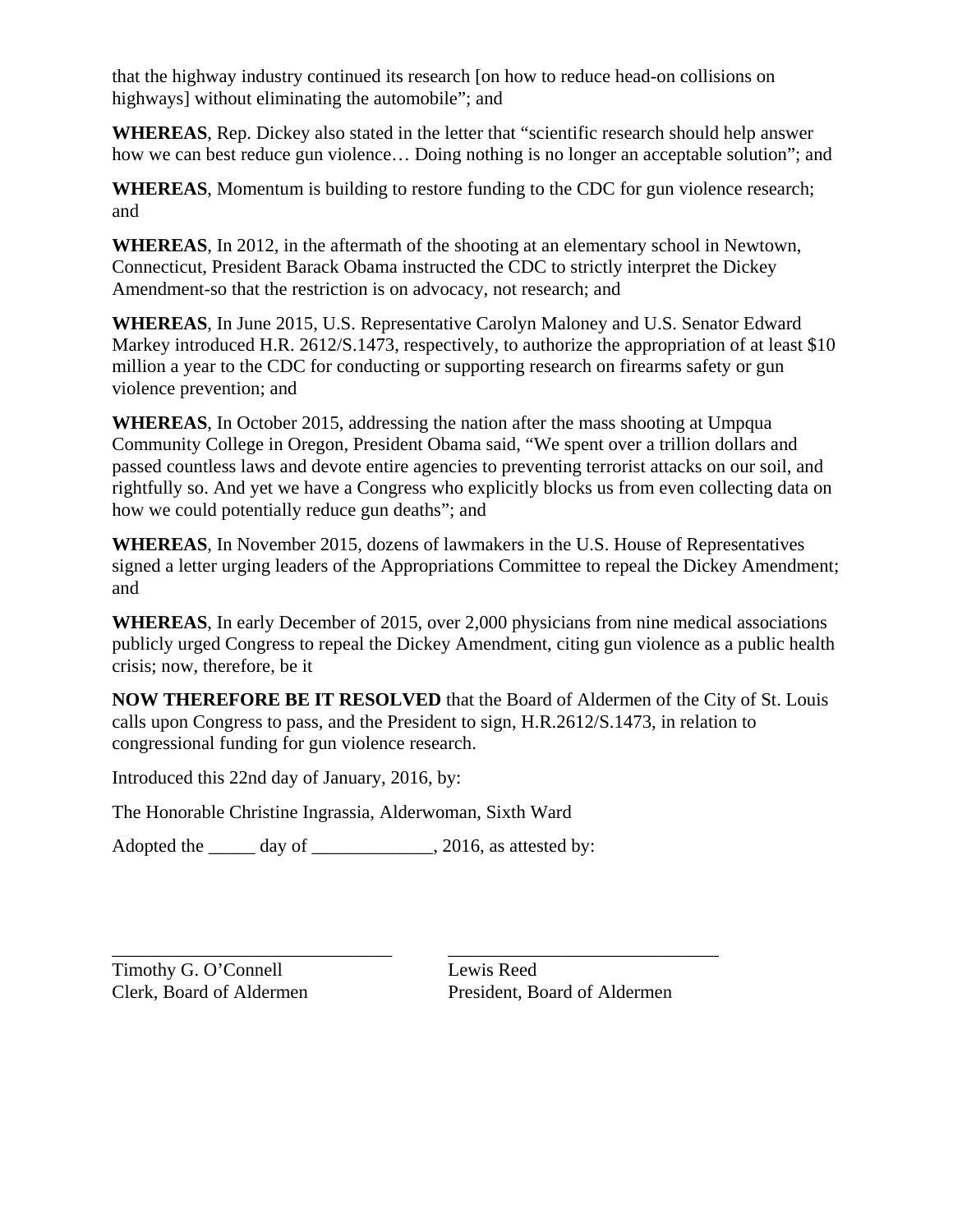that the highway industry continued its research [on how to reduce head-on collisions on highways] without eliminating the automobile"; and

**WHEREAS**, Rep. Dickey also stated in the letter that "scientific research should help answer how we can best reduce gun violence… Doing nothing is no longer an acceptable solution"; and

**WHEREAS**, Momentum is building to restore funding to the CDC for gun violence research; and

**WHEREAS**, In 2012, in the aftermath of the shooting at an elementary school in Newtown, Connecticut, President Barack Obama instructed the CDC to strictly interpret the Dickey Amendment-so that the restriction is on advocacy, not research; and

**WHEREAS**, In June 2015, U.S. Representative Carolyn Maloney and U.S. Senator Edward Markey introduced H.R. 2612/S.1473, respectively, to authorize the appropriation of at least $10 million a year to the CDC for conducting or supporting research on firearms safety or gun violence prevention; and

**WHEREAS**, In October 2015, addressing the nation after the mass shooting at Umpqua Community College in Oregon, President Obama said, "We spent over a trillion dollars and passed countless laws and devote entire agencies to preventing terrorist attacks on our soil, and rightfully so. And yet we have a Congress who explicitly blocks us from even collecting data on how we could potentially reduce gun deaths"; and

**WHEREAS**, In November 2015, dozens of lawmakers in the U.S. House of Representatives signed a letter urging leaders of the Appropriations Committee to repeal the Dickey Amendment; and

**WHEREAS**, In early December of 2015, over 2,000 physicians from nine medical associations publicly urged Congress to repeal the Dickey Amendment, citing gun violence as a public health crisis; now, therefore, be it

**NOW THEREFORE BE IT RESOLVED** that the Board of Aldermen of the City of St. Louis calls upon Congress to pass, and the President to sign, H.R.2612/S.1473, in relation to congressional funding for gun violence research.

Introduced this 22nd day of January, 2016, by:

The Honorable Christine Ingrassia, Alderwoman, Sixth Ward

Adopted the _____ day of _____________, 2016, as attested by:

______________________________

Timothy G. O'Connell
Clerk, Board of Aldermen

______________________________

Lewis Reed
President, Board of Aldermen